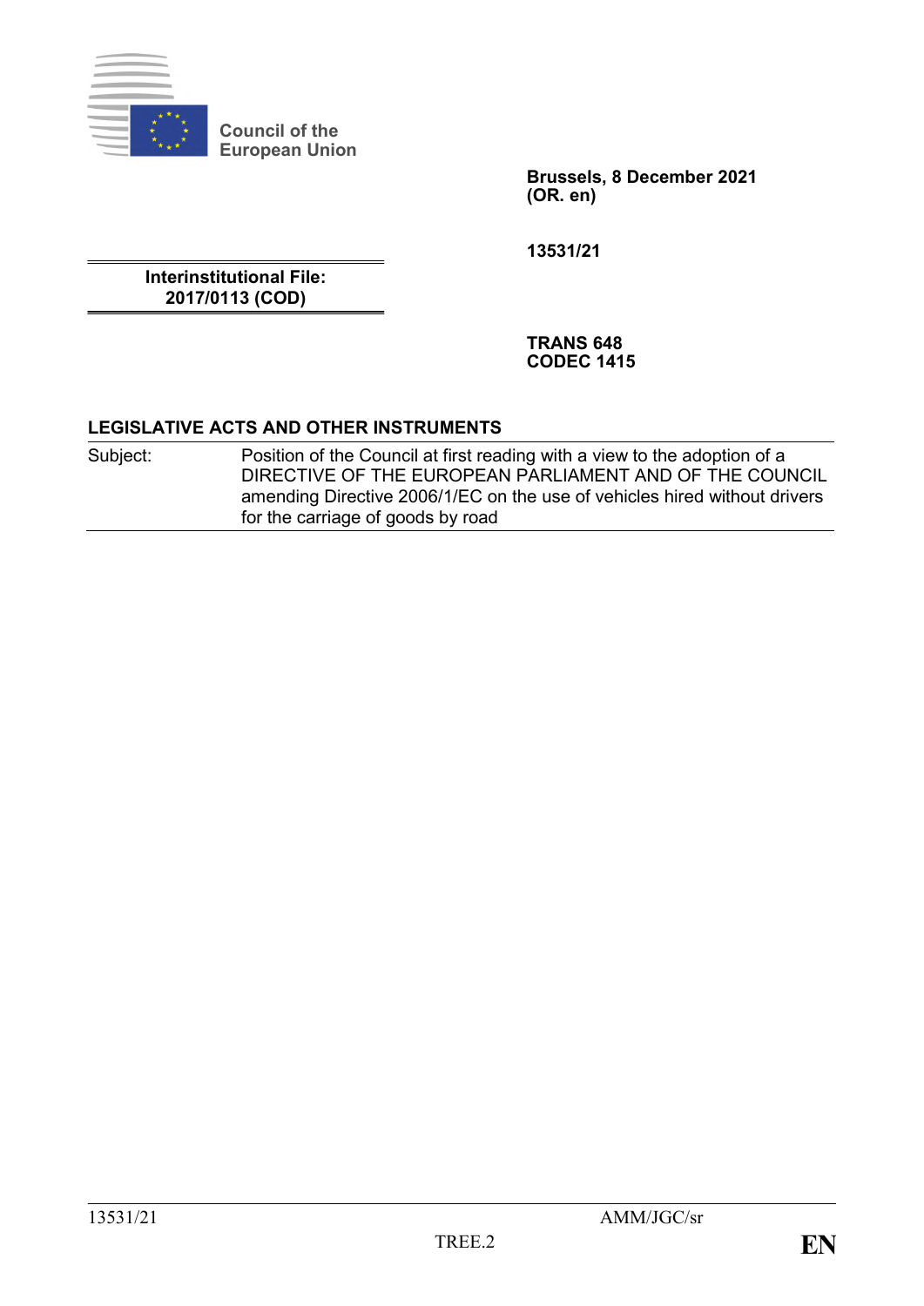Council of the European Union

**Brussels, 8 December 2021**
**(OR. en)**

**13531/21**

**Interinstitutional File:**
**2017/0113 (COD)**

**TRANS 648**
**CODEC 1415**

**LEGISLATIVE ACTS AND OTHER INSTRUMENTS**

| | |
|---|---|
| Subject: | Position of the Council at first reading with a view to the adoption of a DIRECTIVE OF THE EUROPEAN PARLIAMENT AND OF THE COUNCIL amending Directive 2006/1/EC on the use of vehicles hired without drivers for the carriage of goods by road |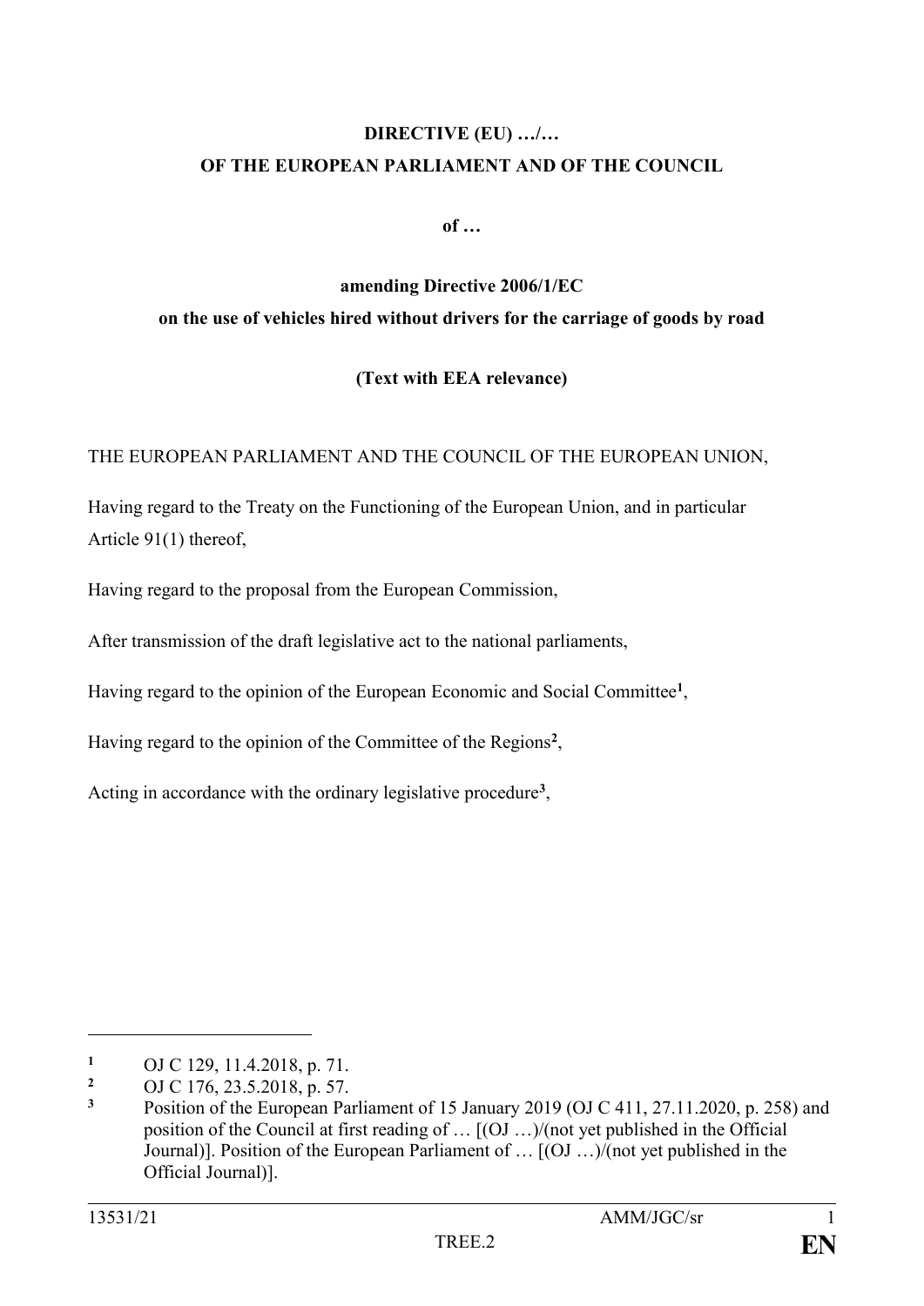**DIRECTIVE (EU) …/…**

**OF THE EUROPEAN PARLIAMENT AND OF THE COUNCIL**

**of …**

**amending Directive 2006/1/EC**

**on the use of vehicles hired without drivers for the carriage of goods by road**

**(Text with EEA relevance)**

THE EUROPEAN PARLIAMENT AND THE COUNCIL OF THE EUROPEAN UNION,

Having regard to the Treaty on the Functioning of the European Union, and in particular Article 91(1) thereof,

Having regard to the proposal from the European Commission,

After transmission of the draft legislative act to the national parliaments,

Having regard to the opinion of the European Economic and Social Committee[1],

Having regard to the opinion of the Committee of the Regions[2],

Acting in accordance with the ordinary legislative procedure[3],

---

[1] OJ C 129, 11.4.2018, p. 71.

[2] OJ C 176, 23.5.2018, p. 57.

[3] Position of the European Parliament of 15 January 2019 (OJ C 411, 27.11.2020, p. 258) and position of the Council at first reading of … [(OJ …)/(not yet published in the Official Journal)]. Position of the European Parliament of … [(OJ …)/(not yet published in the Official Journal)].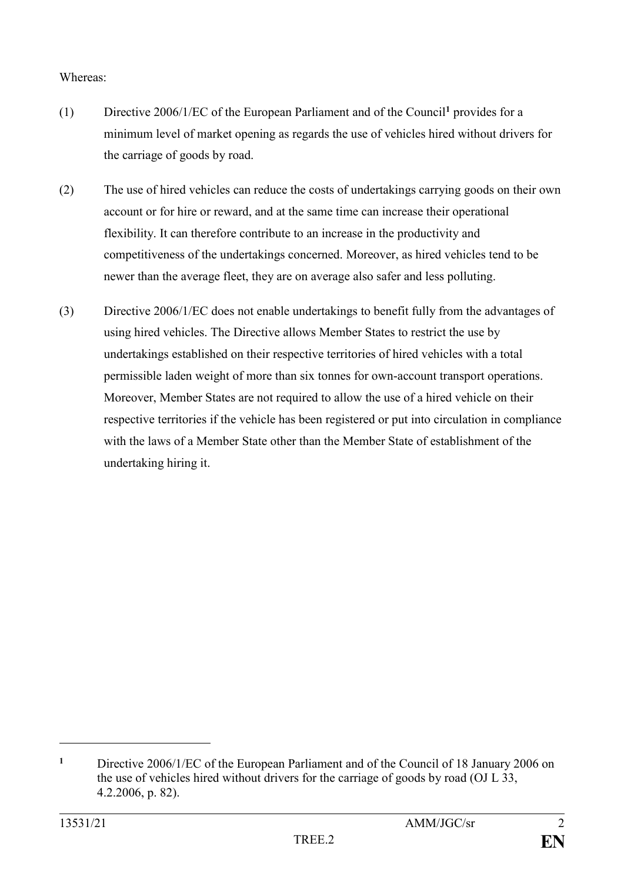Whereas:

(1) Directive 2006/1/EC of the European Parliament and of the Council[1] provides for a minimum level of market opening as regards the use of vehicles hired without drivers for the carriage of goods by road.

(2) The use of hired vehicles can reduce the costs of undertakings carrying goods on their own account or for hire or reward, and at the same time can increase their operational flexibility. It can therefore contribute to an increase in the productivity and competitiveness of the undertakings concerned. Moreover, as hired vehicles tend to be newer than the average fleet, they are on average also safer and less polluting.

(3) Directive 2006/1/EC does not enable undertakings to benefit fully from the advantages of using hired vehicles. The Directive allows Member States to restrict the use by undertakings established on their respective territories of hired vehicles with a total permissible laden weight of more than six tonnes for own-account transport operations. Moreover, Member States are not required to allow the use of a hired vehicle on their respective territories if the vehicle has been registered or put into circulation in compliance with the laws of a Member State other than the Member State of establishment of the undertaking hiring it.

---

[1] Directive 2006/1/EC of the European Parliament and of the Council of 18 January 2006 on the use of vehicles hired without drivers for the carriage of goods by road (OJ L 33, 4.2.2006, p. 82).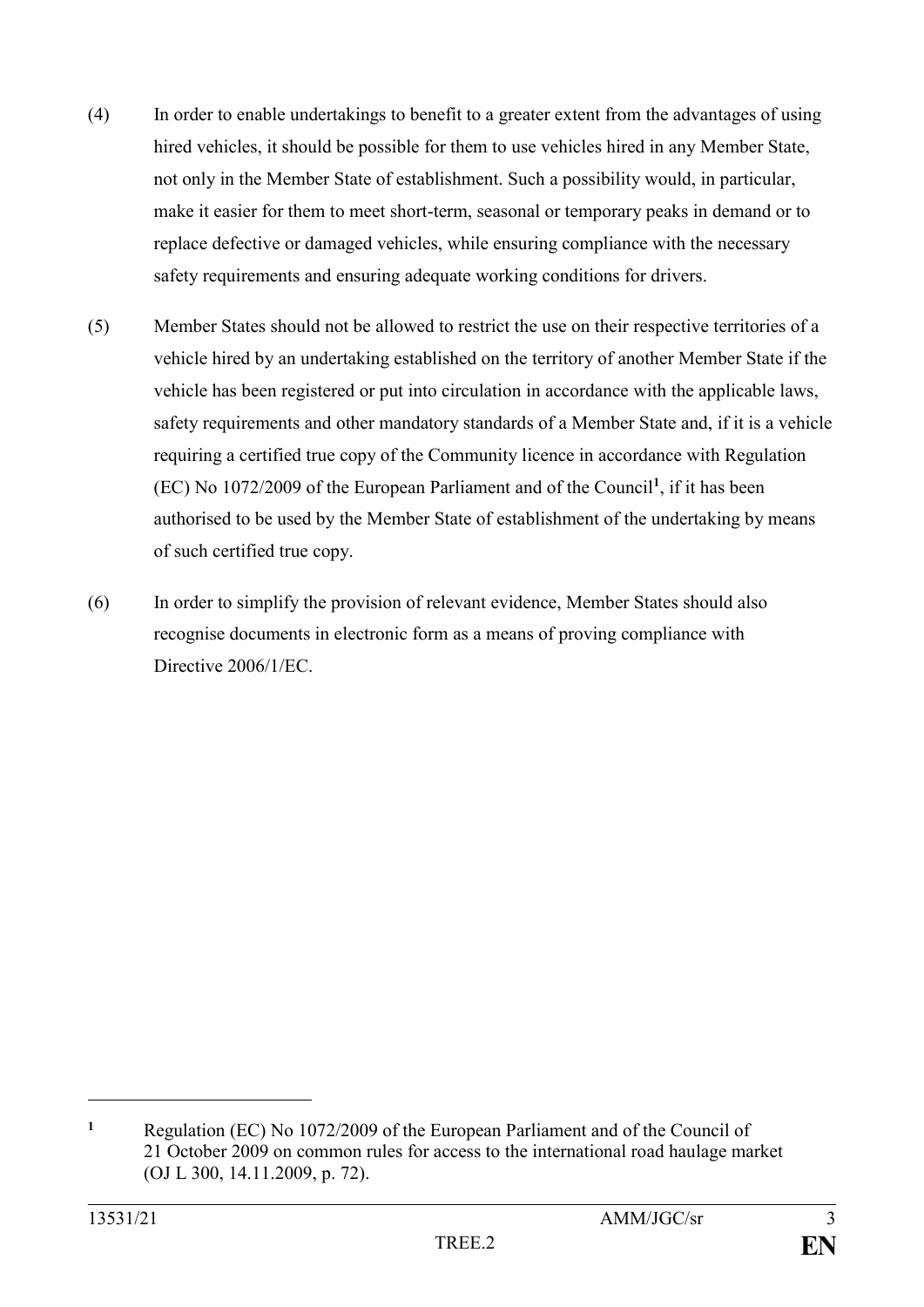(4) In order to enable undertakings to benefit to a greater extent from the advantages of using hired vehicles, it should be possible for them to use vehicles hired in any Member State, not only in the Member State of establishment. Such a possibility would, in particular, make it easier for them to meet short-term, seasonal or temporary peaks in demand or to replace defective or damaged vehicles, while ensuring compliance with the necessary safety requirements and ensuring adequate working conditions for drivers.

(5) Member States should not be allowed to restrict the use on their respective territories of a vehicle hired by an undertaking established on the territory of another Member State if the vehicle has been registered or put into circulation in accordance with the applicable laws, safety requirements and other mandatory standards of a Member State and, if it is a vehicle requiring a certified true copy of the Community licence in accordance with Regulation (EC) No 1072/2009 of the European Parliament and of the Council[1], if it has been authorised to be used by the Member State of establishment of the undertaking by means of such certified true copy.

(6) In order to simplify the provision of relevant evidence, Member States should also recognise documents in electronic form as a means of proving compliance with Directive 2006/1/EC.

---

[1] Regulation (EC) No 1072/2009 of the European Parliament and of the Council of 21 October 2009 on common rules for access to the international road haulage market (OJ L 300, 14.11.2009, p. 72).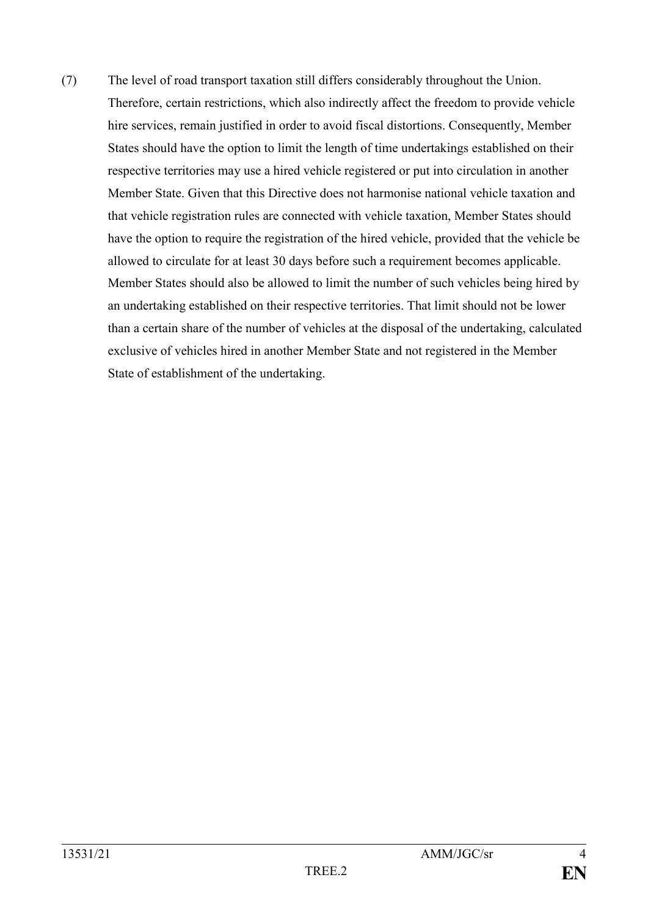(7) The level of road transport taxation still differs considerably throughout the Union. Therefore, certain restrictions, which also indirectly affect the freedom to provide vehicle hire services, remain justified in order to avoid fiscal distortions. Consequently, Member States should have the option to limit the length of time undertakings established on their respective territories may use a hired vehicle registered or put into circulation in another Member State. Given that this Directive does not harmonise national vehicle taxation and that vehicle registration rules are connected with vehicle taxation, Member States should have the option to require the registration of the hired vehicle, provided that the vehicle be allowed to circulate for at least 30 days before such a requirement becomes applicable. Member States should also be allowed to limit the number of such vehicles being hired by an undertaking established on their respective territories. That limit should not be lower than a certain share of the number of vehicles at the disposal of the undertaking, calculated exclusive of vehicles hired in another Member State and not registered in the Member State of establishment of the undertaking.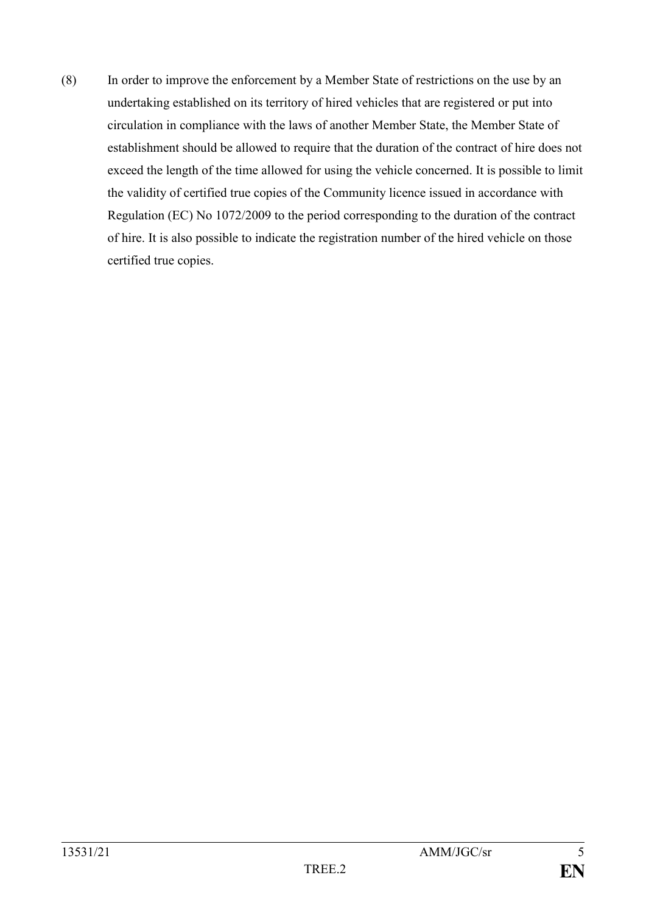(8) In order to improve the enforcement by a Member State of restrictions on the use by an undertaking established on its territory of hired vehicles that are registered or put into circulation in compliance with the laws of another Member State, the Member State of establishment should be allowed to require that the duration of the contract of hire does not exceed the length of the time allowed for using the vehicle concerned. It is possible to limit the validity of certified true copies of the Community licence issued in accordance with Regulation (EC) No 1072/2009 to the period corresponding to the duration of the contract of hire. It is also possible to indicate the registration number of the hired vehicle on those certified true copies.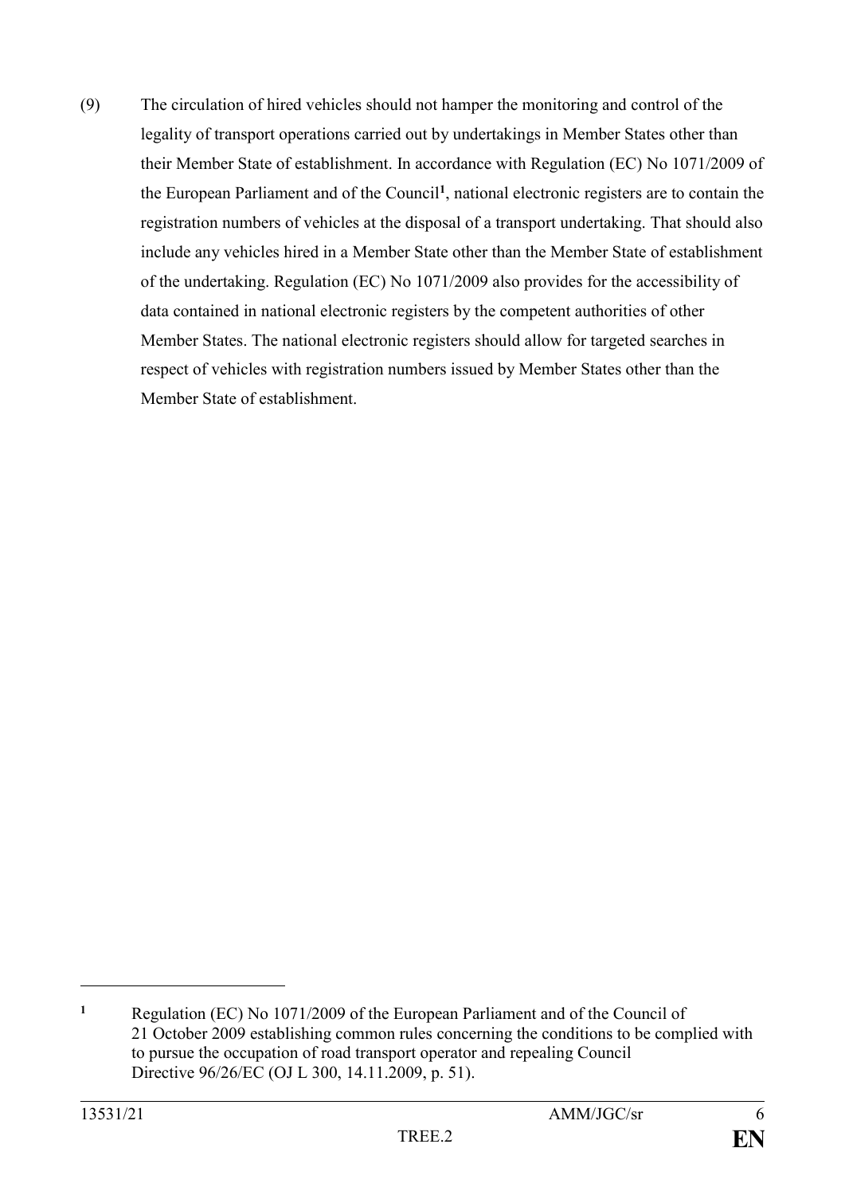(9) The circulation of hired vehicles should not hamper the monitoring and control of the legality of transport operations carried out by undertakings in Member States other than their Member State of establishment. In accordance with Regulation (EC) No 1071/2009 of the European Parliament and of the Council[1], national electronic registers are to contain the registration numbers of vehicles at the disposal of a transport undertaking. That should also include any vehicles hired in a Member State other than the Member State of establishment of the undertaking. Regulation (EC) No 1071/2009 also provides for the accessibility of data contained in national electronic registers by the competent authorities of other Member States. The national electronic registers should allow for targeted searches in respect of vehicles with registration numbers issued by Member States other than the Member State of establishment.

---

[1] Regulation (EC) No 1071/2009 of the European Parliament and of the Council of 21 October 2009 establishing common rules concerning the conditions to be complied with to pursue the occupation of road transport operator and repealing Council Directive 96/26/EC (OJ L 300, 14.11.2009, p. 51).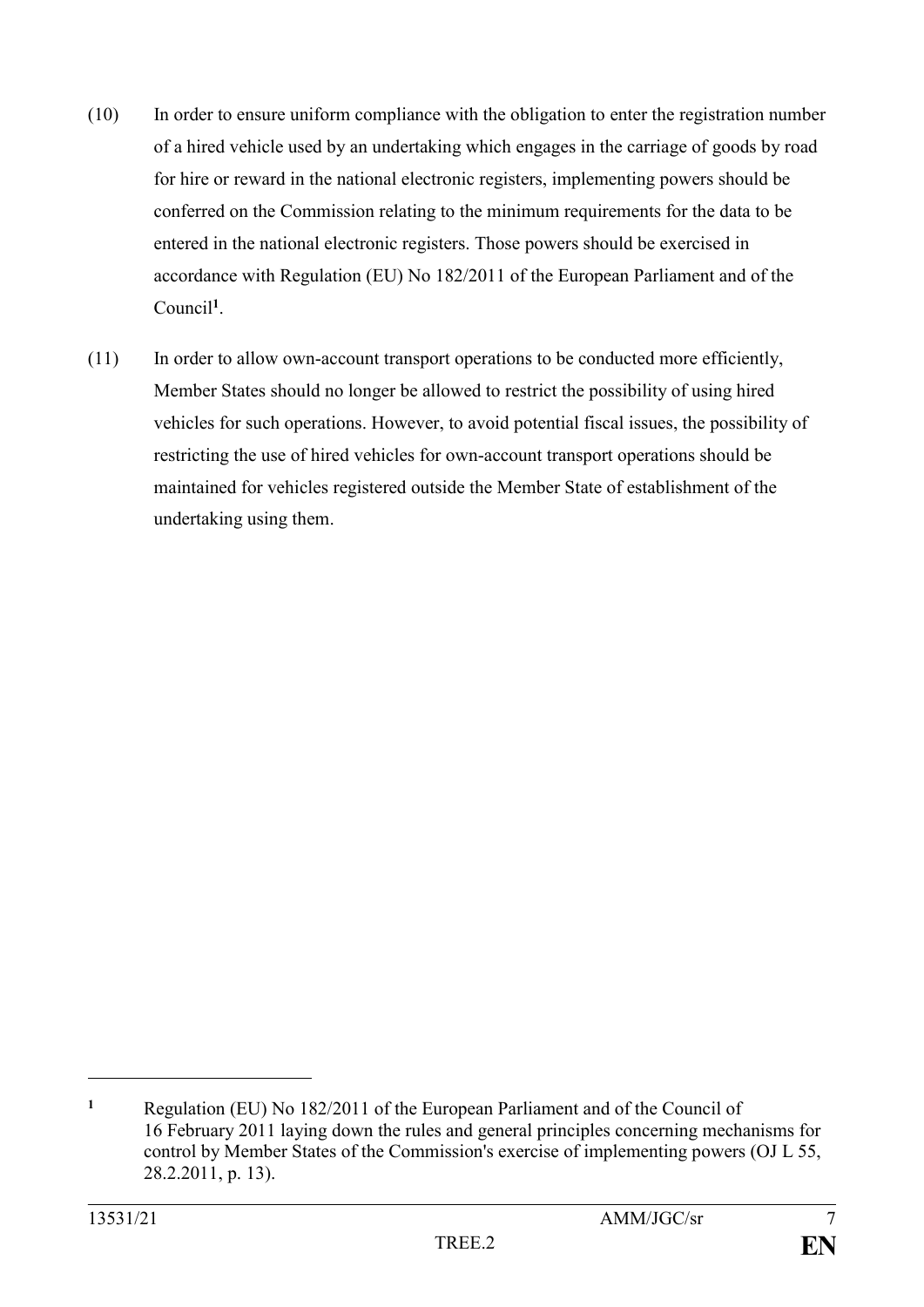(10) In order to ensure uniform compliance with the obligation to enter the registration number of a hired vehicle used by an undertaking which engages in the carriage of goods by road for hire or reward in the national electronic registers, implementing powers should be conferred on the Commission relating to the minimum requirements for the data to be entered in the national electronic registers. Those powers should be exercised in accordance with Regulation (EU) No 182/2011 of the European Parliament and of the Council[1].

(11) In order to allow own-account transport operations to be conducted more efficiently, Member States should no longer be allowed to restrict the possibility of using hired vehicles for such operations. However, to avoid potential fiscal issues, the possibility of restricting the use of hired vehicles for own-account transport operations should be maintained for vehicles registered outside the Member State of establishment of the undertaking using them.

---

[1] Regulation (EU) No 182/2011 of the European Parliament and of the Council of 16 February 2011 laying down the rules and general principles concerning mechanisms for control by Member States of the Commission's exercise of implementing powers (OJ L 55, 28.2.2011, p. 13).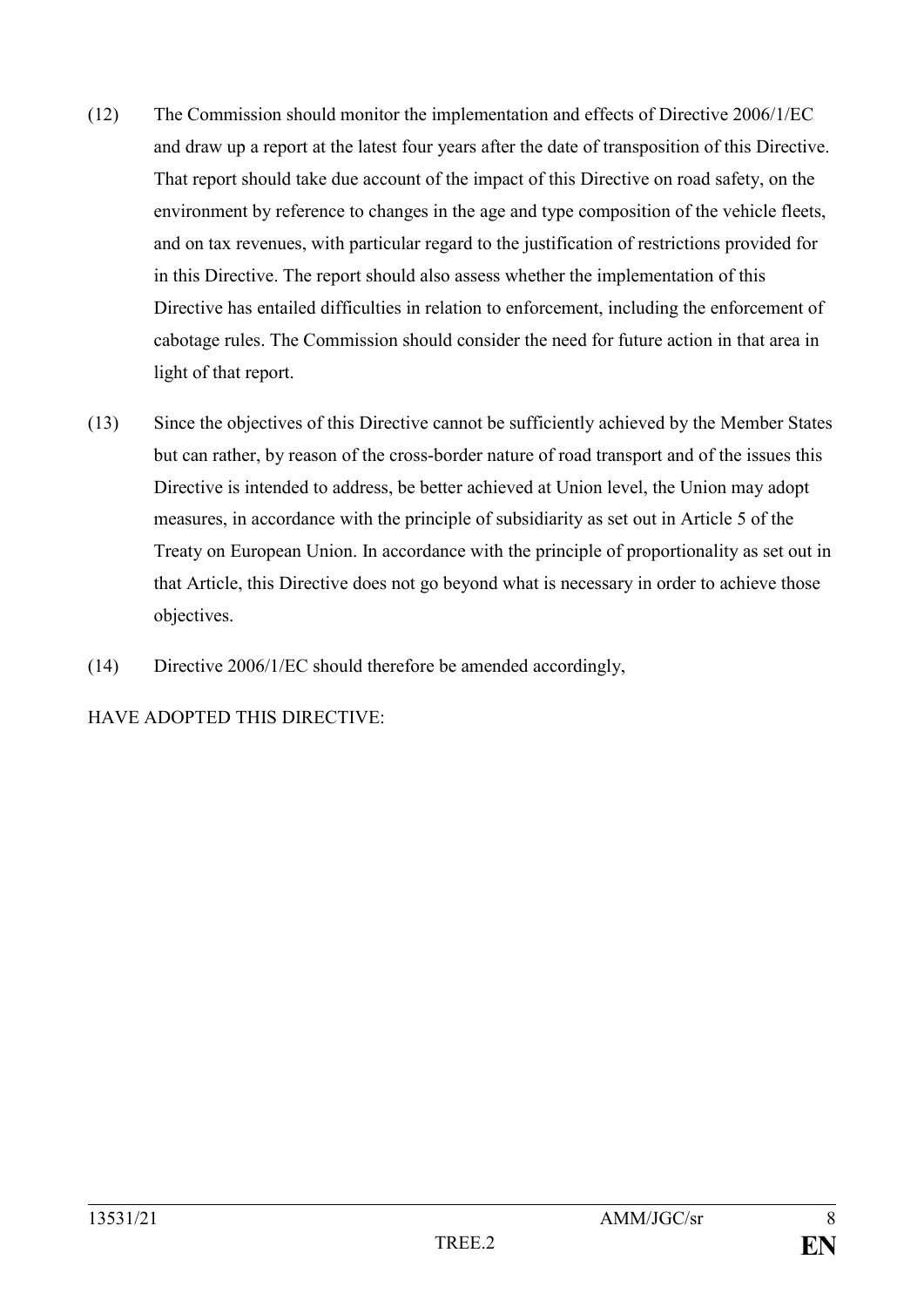(12) The Commission should monitor the implementation and effects of Directive 2006/1/EC and draw up a report at the latest four years after the date of transposition of this Directive. That report should take due account of the impact of this Directive on road safety, on the environment by reference to changes in the age and type composition of the vehicle fleets, and on tax revenues, with particular regard to the justification of restrictions provided for in this Directive. The report should also assess whether the implementation of this Directive has entailed difficulties in relation to enforcement, including the enforcement of cabotage rules. The Commission should consider the need for future action in that area in light of that report.

(13) Since the objectives of this Directive cannot be sufficiently achieved by the Member States but can rather, by reason of the cross-border nature of road transport and of the issues this Directive is intended to address, be better achieved at Union level, the Union may adopt measures, in accordance with the principle of subsidiarity as set out in Article 5 of the Treaty on European Union. In accordance with the principle of proportionality as set out in that Article, this Directive does not go beyond what is necessary in order to achieve those objectives.

(14) Directive 2006/1/EC should therefore be amended accordingly,

HAVE ADOPTED THIS DIRECTIVE: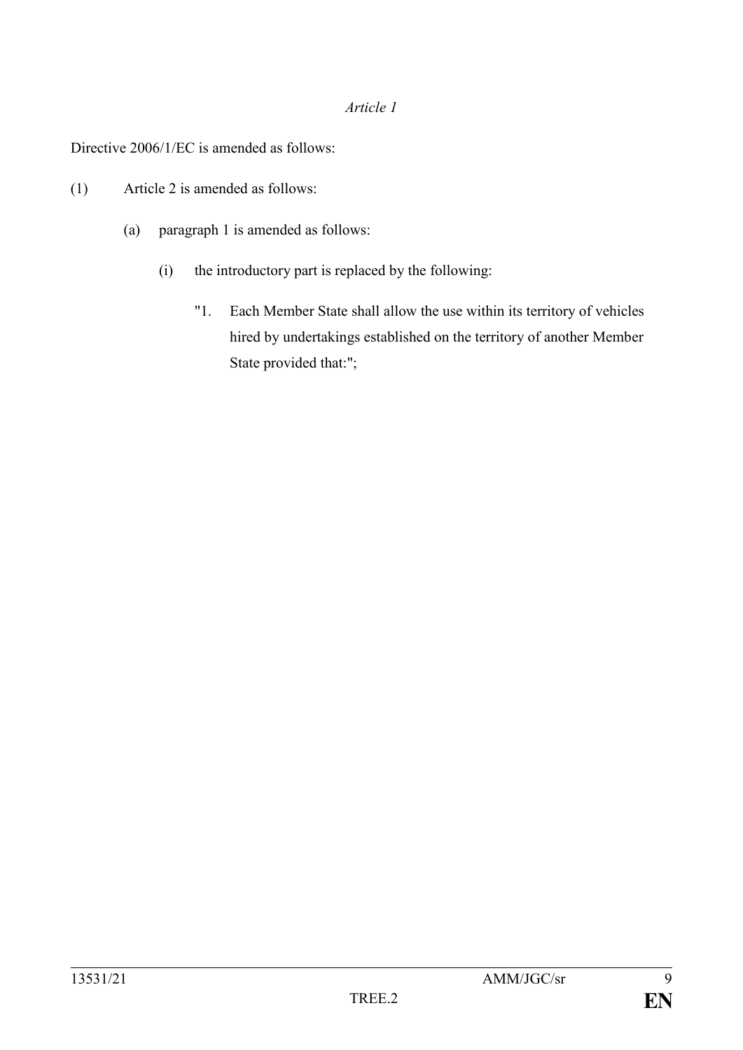*Article 1*

Directive 2006/1/EC is amended as follows:

(1) Article 2 is amended as follows:

(a) paragraph 1 is amended as follows:

(i) the introductory part is replaced by the following:

"1. Each Member State shall allow the use within its territory of vehicles hired by undertakings established on the territory of another Member State provided that:";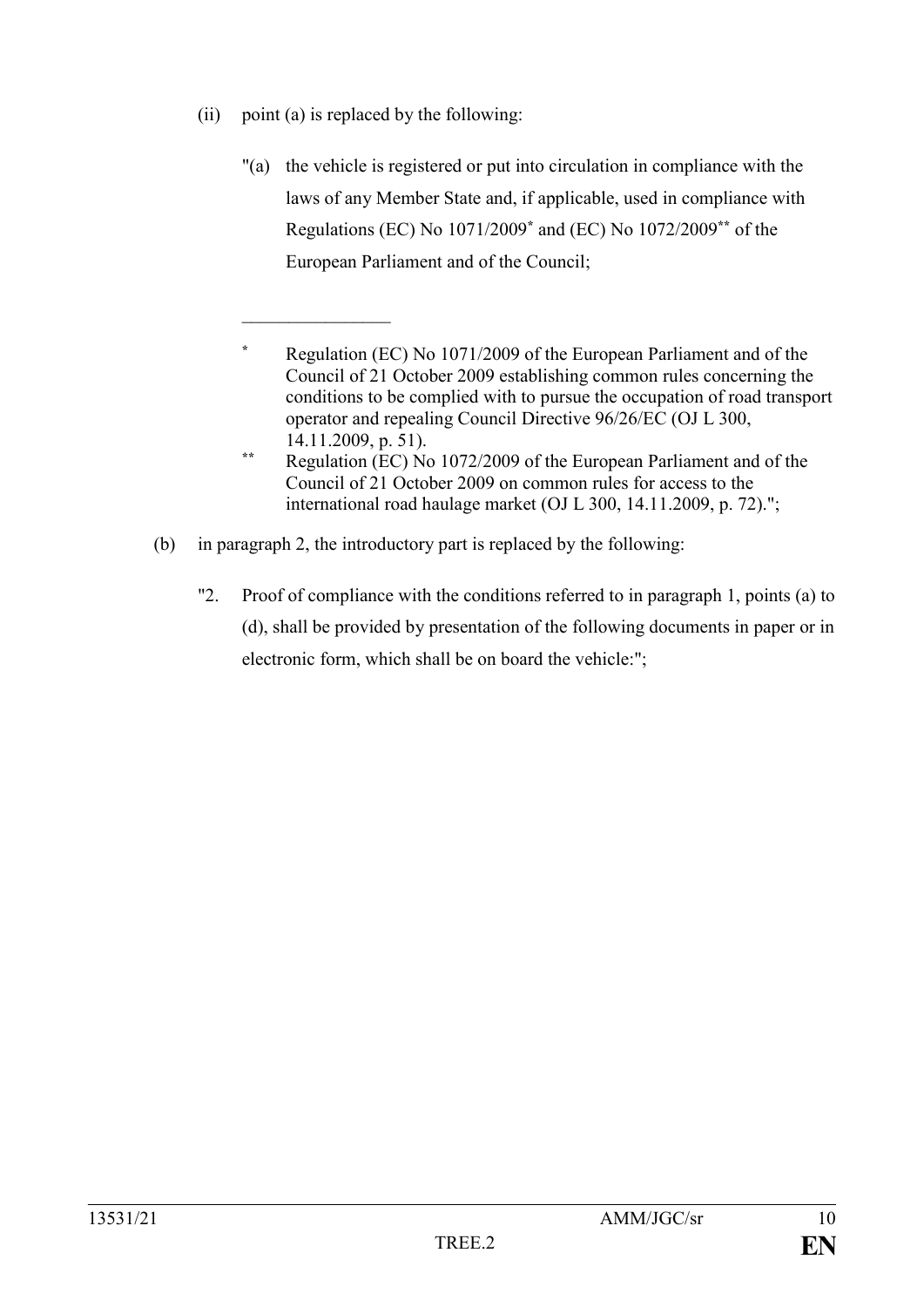(ii) point (a) is replaced by the following:

"(a) the vehicle is registered or put into circulation in compliance with the laws of any Member State and, if applicable, used in compliance with Regulations (EC) No 1071/2009* and (EC) No 1072/2009** of the European Parliament and of the Council;

________________

\* Regulation (EC) No 1071/2009 of the European Parliament and of the Council of 21 October 2009 establishing common rules concerning the conditions to be complied with to pursue the occupation of road transport operator and repealing Council Directive 96/26/EC (OJ L 300, 14.11.2009, p. 51).

\*\* Regulation (EC) No 1072/2009 of the European Parliament and of the Council of 21 October 2009 on common rules for access to the international road haulage market (OJ L 300, 14.11.2009, p. 72).";

(b) in paragraph 2, the introductory part is replaced by the following:

"2. Proof of compliance with the conditions referred to in paragraph 1, points (a) to (d), shall be provided by presentation of the following documents in paper or in electronic form, which shall be on board the vehicle:";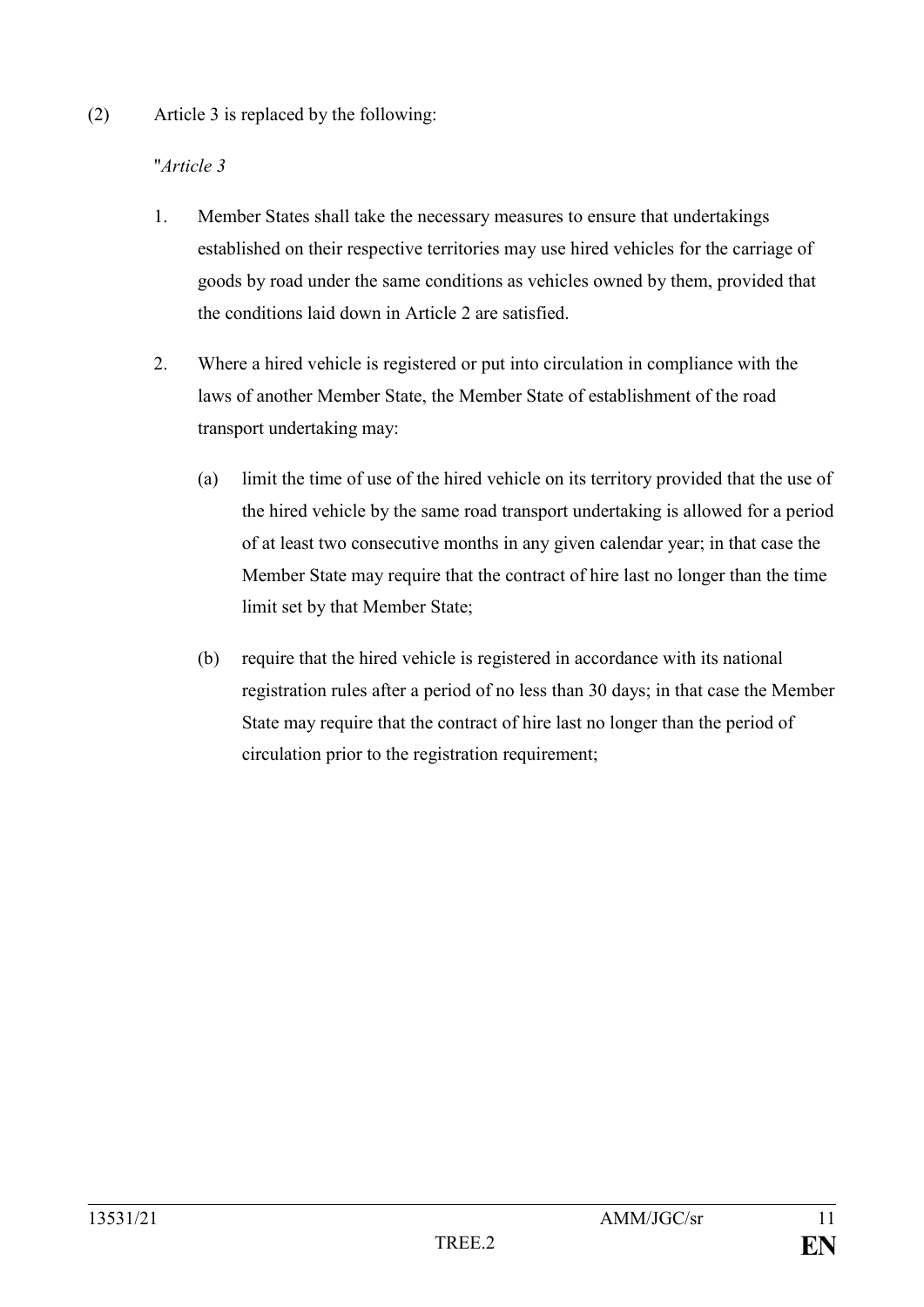(2) Article 3 is replaced by the following:

"*Article 3*

1. Member States shall take the necessary measures to ensure that undertakings established on their respective territories may use hired vehicles for the carriage of goods by road under the same conditions as vehicles owned by them, provided that the conditions laid down in Article 2 are satisfied.

2. Where a hired vehicle is registered or put into circulation in compliance with the laws of another Member State, the Member State of establishment of the road transport undertaking may:

   (a) limit the time of use of the hired vehicle on its territory provided that the use of the hired vehicle by the same road transport undertaking is allowed for a period of at least two consecutive months in any given calendar year; in that case the Member State may require that the contract of hire last no longer than the time limit set by that Member State;

   (b) require that the hired vehicle is registered in accordance with its national registration rules after a period of no less than 30 days; in that case the Member State may require that the contract of hire last no longer than the period of circulation prior to the registration requirement;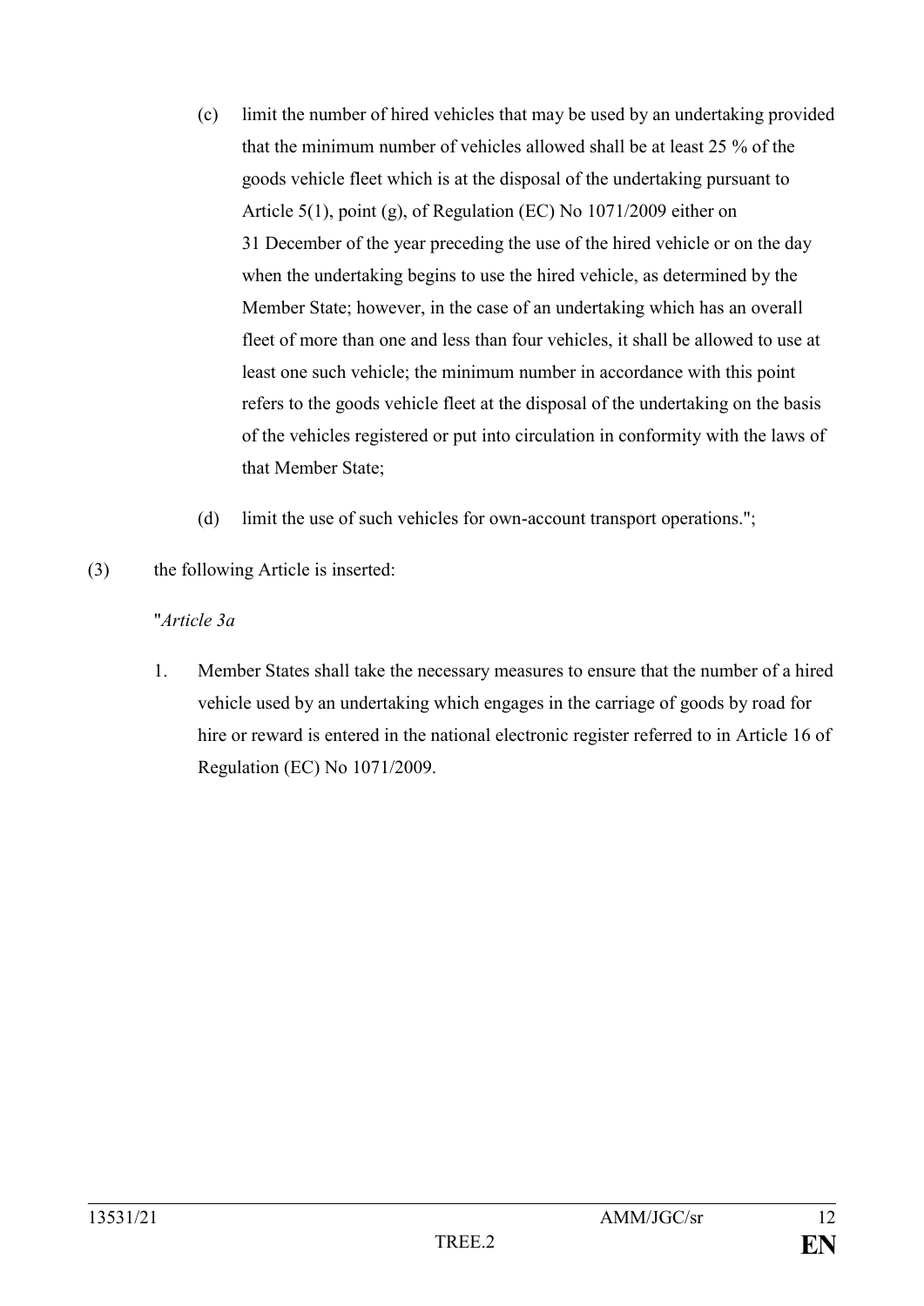(c) limit the number of hired vehicles that may be used by an undertaking provided that the minimum number of vehicles allowed shall be at least 25 % of the goods vehicle fleet which is at the disposal of the undertaking pursuant to Article 5(1), point (g), of Regulation (EC) No 1071/2009 either on 31 December of the year preceding the use of the hired vehicle or on the day when the undertaking begins to use the hired vehicle, as determined by the Member State; however, in the case of an undertaking which has an overall fleet of more than one and less than four vehicles, it shall be allowed to use at least one such vehicle; the minimum number in accordance with this point refers to the goods vehicle fleet at the disposal of the undertaking on the basis of the vehicles registered or put into circulation in conformity with the laws of that Member State;

(d) limit the use of such vehicles for own-account transport operations.";

(3) the following Article is inserted:

"*Article 3a*

1. Member States shall take the necessary measures to ensure that the number of a hired vehicle used by an undertaking which engages in the carriage of goods by road for hire or reward is entered in the national electronic register referred to in Article 16 of Regulation (EC) No 1071/2009.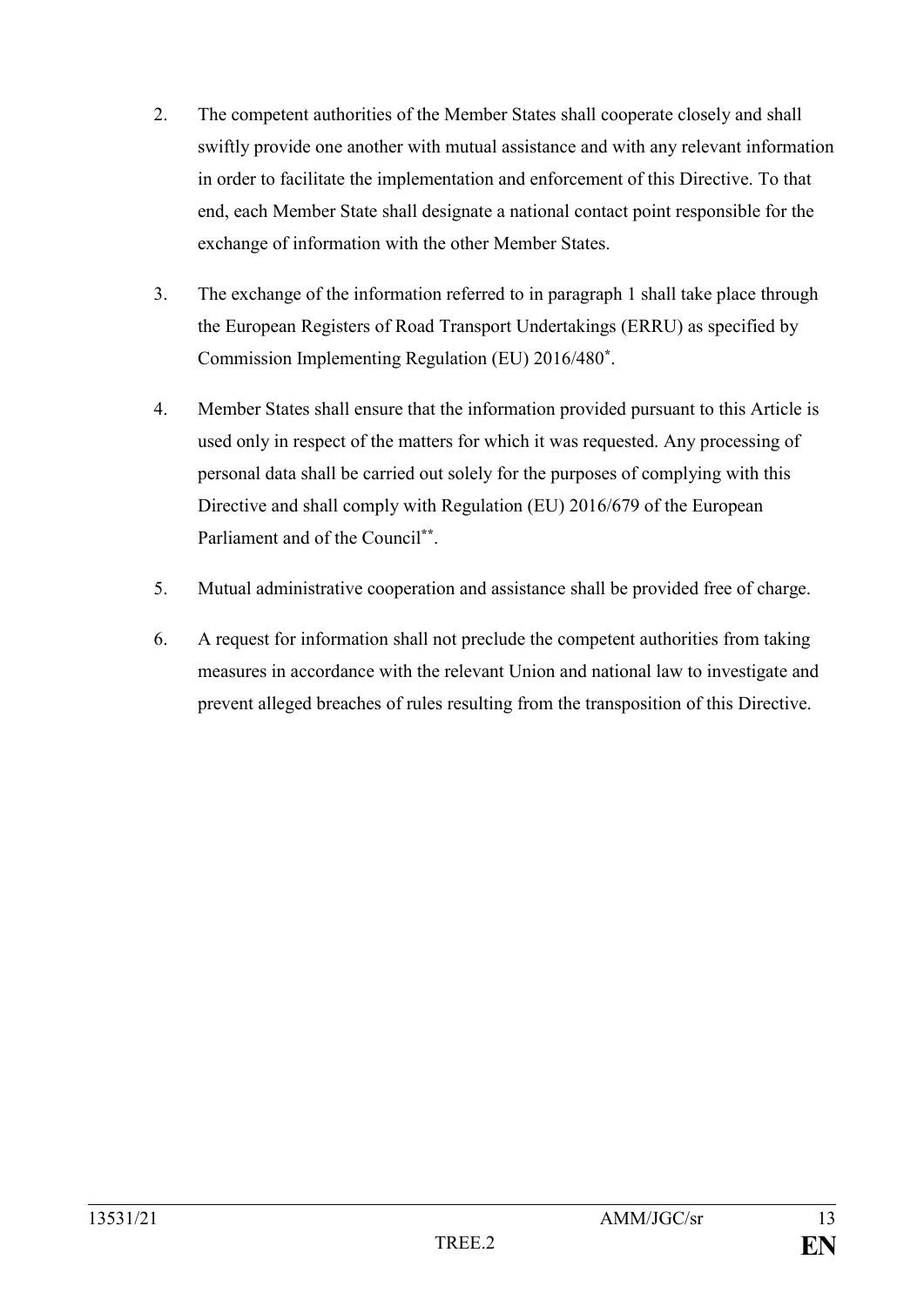2. The competent authorities of the Member States shall cooperate closely and shall swiftly provide one another with mutual assistance and with any relevant information in order to facilitate the implementation and enforcement of this Directive. To that end, each Member State shall designate a national contact point responsible for the exchange of information with the other Member States.

3. The exchange of the information referred to in paragraph 1 shall take place through the European Registers of Road Transport Undertakings (ERRU) as specified by Commission Implementing Regulation (EU) 2016/480[*].

4. Member States shall ensure that the information provided pursuant to this Article is used only in respect of the matters for which it was requested. Any processing of personal data shall be carried out solely for the purposes of complying with this Directive and shall comply with Regulation (EU) 2016/679 of the European Parliament and of the Council[**].

5. Mutual administrative cooperation and assistance shall be provided free of charge.

6. A request for information shall not preclude the competent authorities from taking measures in accordance with the relevant Union and national law to investigate and prevent alleged breaches of rules resulting from the transposition of this Directive.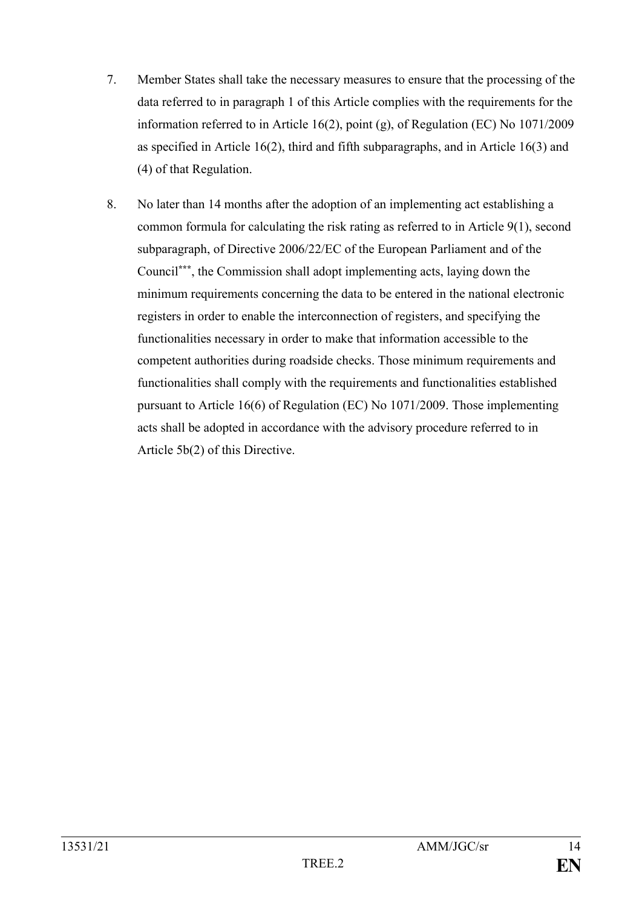7. Member States shall take the necessary measures to ensure that the processing of the data referred to in paragraph 1 of this Article complies with the requirements for the information referred to in Article 16(2), point (g), of Regulation (EC) No 1071/2009 as specified in Article 16(2), third and fifth subparagraphs, and in Article 16(3) and (4) of that Regulation.

8. No later than 14 months after the adoption of an implementing act establishing a common formula for calculating the risk rating as referred to in Article 9(1), second subparagraph, of Directive 2006/22/EC of the European Parliament and of the Council[***], the Commission shall adopt implementing acts, laying down the minimum requirements concerning the data to be entered in the national electronic registers in order to enable the interconnection of registers, and specifying the functionalities necessary in order to make that information accessible to the competent authorities during roadside checks. Those minimum requirements and functionalities shall comply with the requirements and functionalities established pursuant to Article 16(6) of Regulation (EC) No 1071/2009. Those implementing acts shall be adopted in accordance with the advisory procedure referred to in Article 5b(2) of this Directive.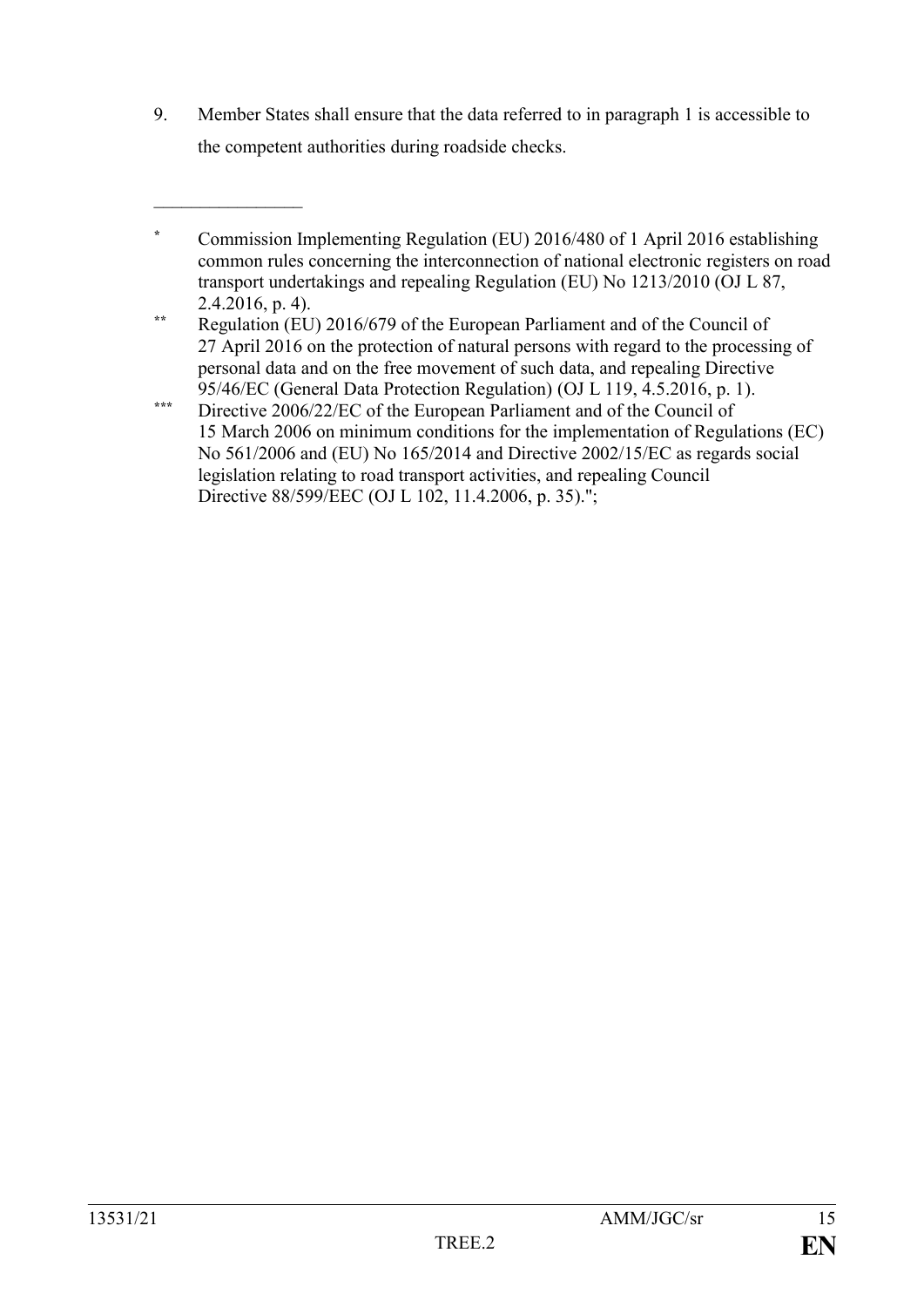9. Member States shall ensure that the data referred to in paragraph 1 is accessible to the competent authorities during roadside checks.

________________

* Commission Implementing Regulation (EU) 2016/480 of 1 April 2016 establishing common rules concerning the interconnection of national electronic registers on road transport undertakings and repealing Regulation (EU) No 1213/2010 (OJ L 87, 2.4.2016, p. 4).

** Regulation (EU) 2016/679 of the European Parliament and of the Council of 27 April 2016 on the protection of natural persons with regard to the processing of personal data and on the free movement of such data, and repealing Directive 95/46/EC (General Data Protection Regulation) (OJ L 119, 4.5.2016, p. 1).

*** Directive 2006/22/EC of the European Parliament and of the Council of 15 March 2006 on minimum conditions for the implementation of Regulations (EC) No 561/2006 and (EU) No 165/2014 and Directive 2002/15/EC as regards social legislation relating to road transport activities, and repealing Council Directive 88/599/EEC (OJ L 102, 11.4.2006, p. 35).";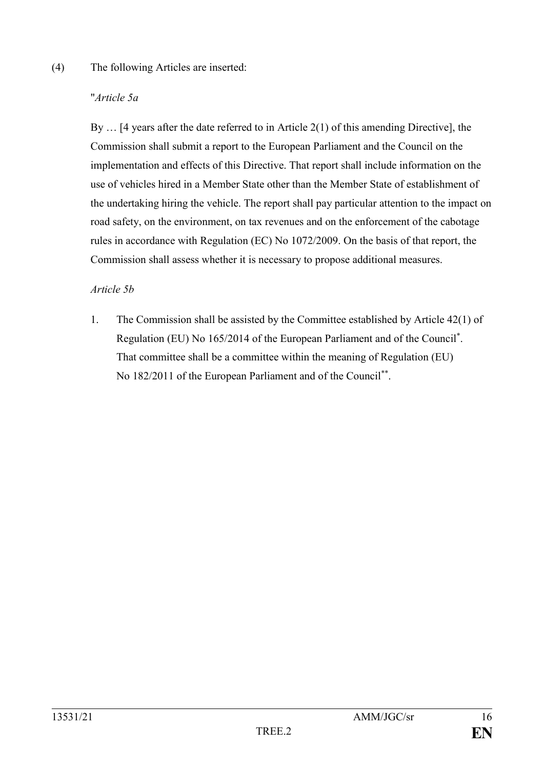(4) The following Articles are inserted:

"*Article 5a*

By … [4 years after the date referred to in Article 2(1) of this amending Directive], the Commission shall submit a report to the European Parliament and the Council on the implementation and effects of this Directive. That report shall include information on the use of vehicles hired in a Member State other than the Member State of establishment of the undertaking hiring the vehicle. The report shall pay particular attention to the impact on road safety, on the environment, on tax revenues and on the enforcement of the cabotage rules in accordance with Regulation (EC) No 1072/2009. On the basis of that report, the Commission shall assess whether it is necessary to propose additional measures.

*Article 5b*

1. The Commission shall be assisted by the Committee established by Article 42(1) of Regulation (EU) No 165/2014 of the European Parliament and of the Council[*]. That committee shall be a committee within the meaning of Regulation (EU) No 182/2011 of the European Parliament and of the Council[**].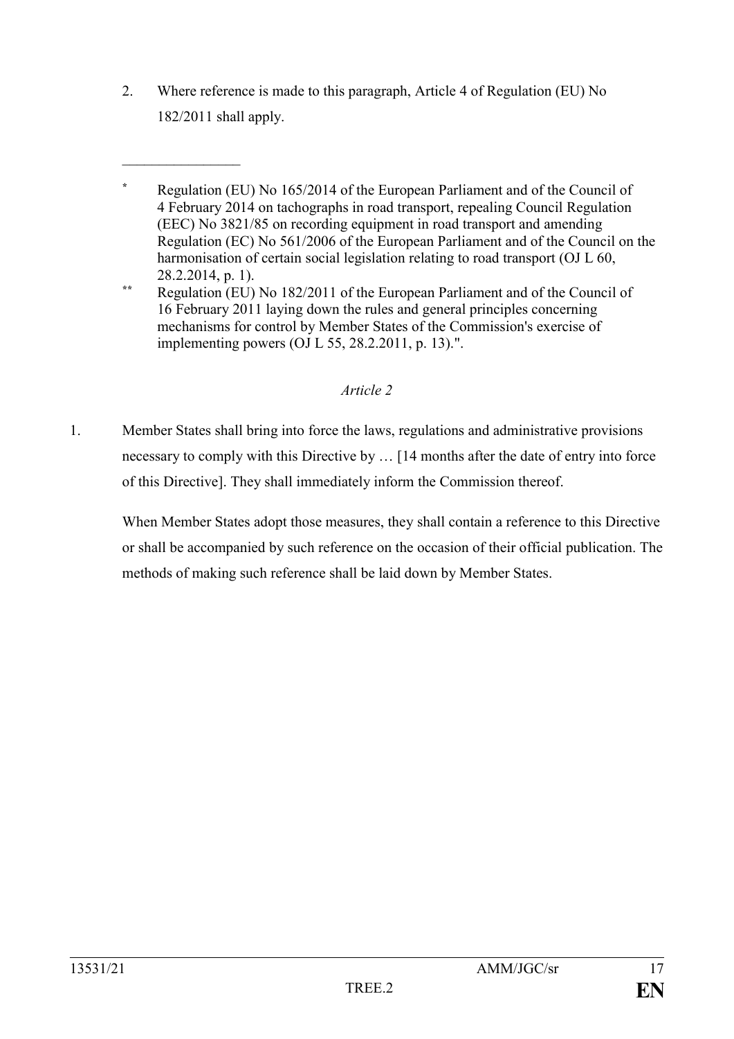2. Where reference is made to this paragraph, Article 4 of Regulation (EU) No 182/2011 shall apply.

\_\_\_\_\_\_\_\_\_\_\_\_\_\_\_\_

[*] Regulation (EU) No 165/2014 of the European Parliament and of the Council of 4 February 2014 on tachographs in road transport, repealing Council Regulation (EEC) No 3821/85 on recording equipment in road transport and amending Regulation (EC) No 561/2006 of the European Parliament and of the Council on the harmonisation of certain social legislation relating to road transport (OJ L 60, 28.2.2014, p. 1).

[**] Regulation (EU) No 182/2011 of the European Parliament and of the Council of 16 February 2011 laying down the rules and general principles concerning mechanisms for control by Member States of the Commission's exercise of implementing powers (OJ L 55, 28.2.2011, p. 13).".

*Article 2*

1. Member States shall bring into force the laws, regulations and administrative provisions necessary to comply with this Directive by … [14 months after the date of entry into force of this Directive]. They shall immediately inform the Commission thereof.

   When Member States adopt those measures, they shall contain a reference to this Directive or shall be accompanied by such reference on the occasion of their official publication. The methods of making such reference shall be laid down by Member States.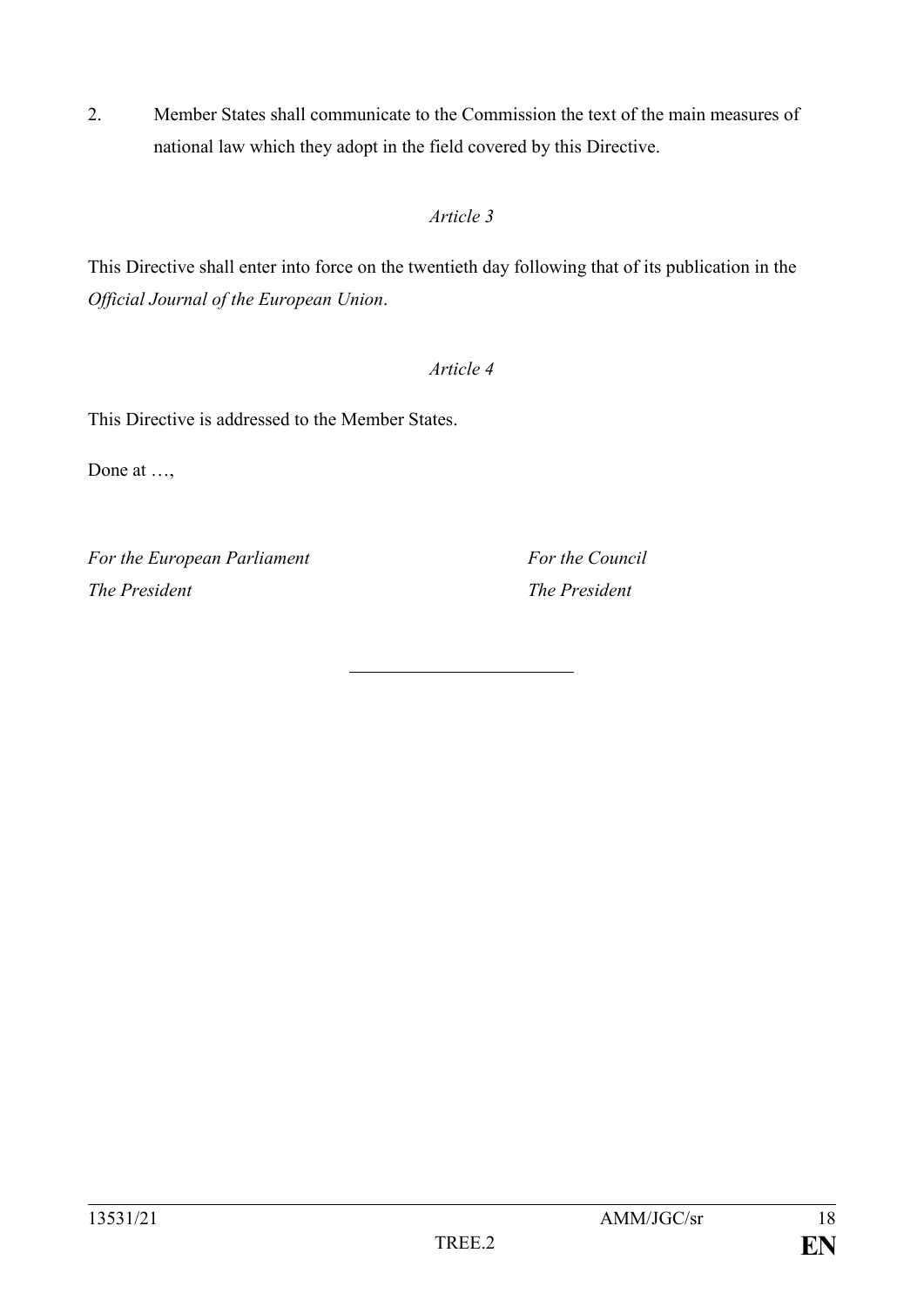2. Member States shall communicate to the Commission the text of the main measures of national law which they adopt in the field covered by this Directive.

*Article 3*

This Directive shall enter into force on the twentieth day following that of its publication in the *Official Journal of the European Union*.

*Article 4*

This Directive is addressed to the Member States.

Done at …,

*For the European Parliament*
*The President*

*For the Council*
*The President*